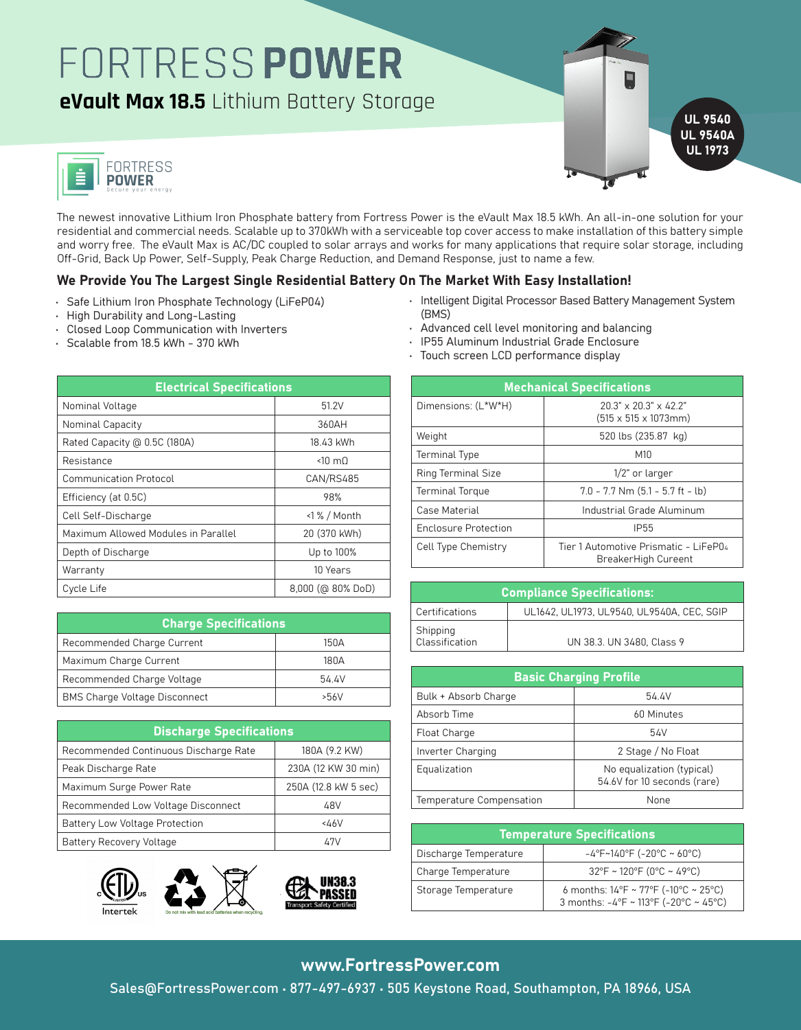# FORTRESS POWER

## eVault Max 18.5 Lithium Battery Storage

UL 9540
UL 9540A
UL 1973

FORTRESS POWER
Secure your energy

The newest innovative Lithium Iron Phosphate battery from Fortress Power is the eVault Max 18.5 kWh. An all-in-one solution for your residential and commercial needs. Scalable up to 370kWh with a serviceable top cover access to make installation of this battery simple and worry free. The eVault Max is AC/DC coupled to solar arrays and works for many applications that require solar storage, including Off-Grid, Back Up Power, Self-Supply, Peak Charge Reduction, and Demand Response, just to name a few.

### We Provide You The Largest Single Residential Battery On The Market With Easy Installation!

- Safe Lithium Iron Phosphate Technology (LiFeP04)
- High Durability and Long-Lasting
- Closed Loop Communication with Inverters
- Scalable from 18.5 kWh - 370 kWh
- Intelligent Digital Processor Based Battery Management System (BMS)
- Advanced cell level monitoring and balancing
- IP55 Aluminum Industrial Grade Enclosure
- Touch screen LCD performance display

| Electrical Specifications | |
|---|---|
| Nominal Voltage | 51.2V |
| Nominal Capacity | 360AH |
| Rated Capacity @ 0.5C (180A) | 18.43 kWh |
| Resistance | <10 mΩ |
| Communication Protocol | CAN/RS485 |
| Efficiency (at 0.5C) | 98% |
| Cell Self-Discharge | <1 % / Month |
| Maximum Allowed Modules in Parallel | 20 (370 kWh) |
| Depth of Discharge | Up to 100% |
| Warranty | 10 Years |
| Cycle Life | 8,000 (@ 80% DoD) |

| Charge Specifications | |
|---|---|
| Recommended Charge Current | 150A |
| Maximum Charge Current | 180A |
| Recommended Charge Voltage | 54.4V |
| BMS Charge Voltage Disconnect | >56V |

| Discharge Specifications | |
|---|---|
| Recommended Continuous Discharge Rate | 180A (9.2 KW) |
| Peak Discharge Rate | 230A (12 KW 30 min) |
| Maximum Surge Power Rate | 250A (12.8 kW 5 sec) |
| Recommended Low Voltage Disconnect | 48V |
| Battery Low Voltage Protection | <46V |
| Battery Recovery Voltage | 47V |

Intertek — Do not mix with lead acid batteries when recycling. — UN38.3 PASSED Transport Safety Certified

| Mechanical Specifications | |
|---|---|
| Dimensions: (L*W*H) | 20.3" x 20.3" x 42.2" (515 x 515 x 1073mm) |
| Weight | 520 lbs (235.87 kg) |
| Terminal Type | M10 |
| Ring Terminal Size | 1/2" or larger |
| Terminal Torque | 7.0 - 7.7 Nm (5.1 - 5.7 ft - lb) |
| Case Material | Industrial Grade Aluminum |
| Enclosure Protection | IP55 |
| Cell Type Chemistry | Tier 1 Automotive Prismatic - $LiFePO_4$ BreakerHigh Cureent |

| Compliance Specifications: | |
|---|---|
| Certifications | UL1642, UL1973, UL9540, UL9540A, CEC, SGIP |
| Shipping Classification | UN 38.3. UN 3480, Class 9 |

| Basic Charging Profile | |
|---|---|
| Bulk + Absorb Charge | 54.4V |
| Absorb Time | 60 Minutes |
| Float Charge | 54V |
| Inverter Charging | 2 Stage / No Float |
| Equalization | No equalization (typical) 54.6V for 10 seconds (rare) |
| Temperature Compensation | None |

| Temperature Specifications | |
|---|---|
| Discharge Temperature | -4°F~140°F (-20°C ~ 60°C) |
| Charge Temperature | 32°F ~ 120°F (0°C ~ 49°C) |
| Storage Temperature | 6 months: 14°F ~ 77°F (-10°C ~ 25°C) 3 months: -4°F ~ 113°F (-20°C ~ 45°C) |

**www.FortressPower.com**

Sales@FortressPower.com • 877-497-6937 • 505 Keystone Road, Southampton, PA 18966, USA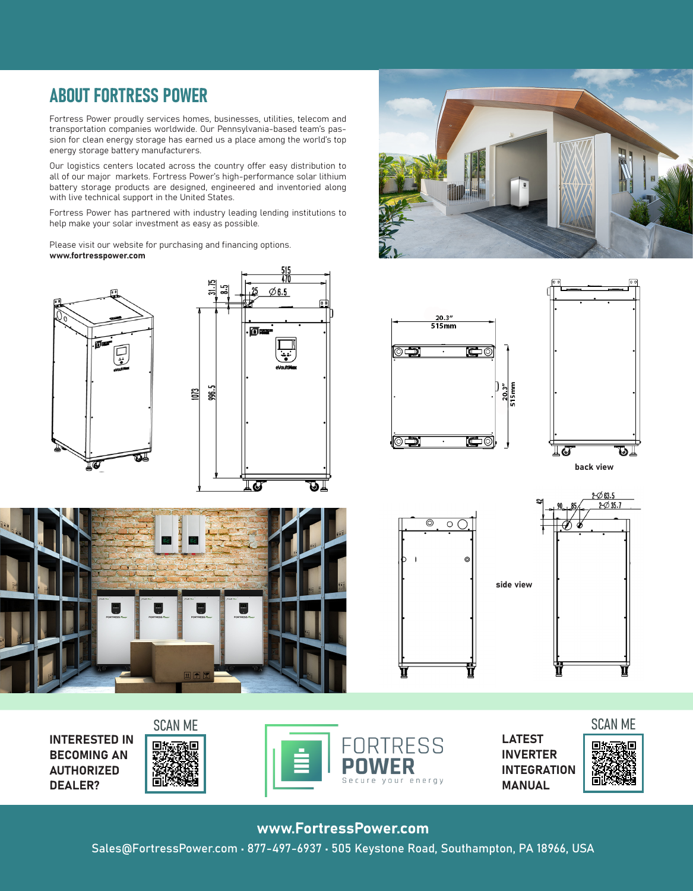## ABOUT FORTRESS POWER

Fortress Power proudly services homes, businesses, utilities, telecom and transportation companies worldwide. Our Pennsylvania-based team's passion for clean energy storage has earned us a place among the world's top energy storage battery manufacturers.

Our logistics centers located across the country offer easy distribution to all of our major markets. Fortress Power's high-performance solar lithium battery storage products are designed, engineered and inventoried along with live technical support in the United States.

Fortress Power has partnered with industry leading lending institutions to help make your solar investment as easy as possible.

Please visit our website for purchasing and financing options.
**www.fortresspower.com**

515
470
31.75
8.5
25
Ø6.5
1073
996.5

20.3″
515mm
20.3″
515mm

back view

side view

42
90
85
2-Ø63.5
2-Ø35.7

**INTERESTED IN BECOMING AN AUTHORIZED DEALER?**

SCAN ME

FORTRESS **POWER**
Secure your energy

**LATEST INVERTER INTEGRATION MANUAL**

SCAN ME

**www.FortressPower.com**

Sales@FortressPower.com • 877-497-6937 • 505 Keystone Road, Southampton, PA 18966, USA